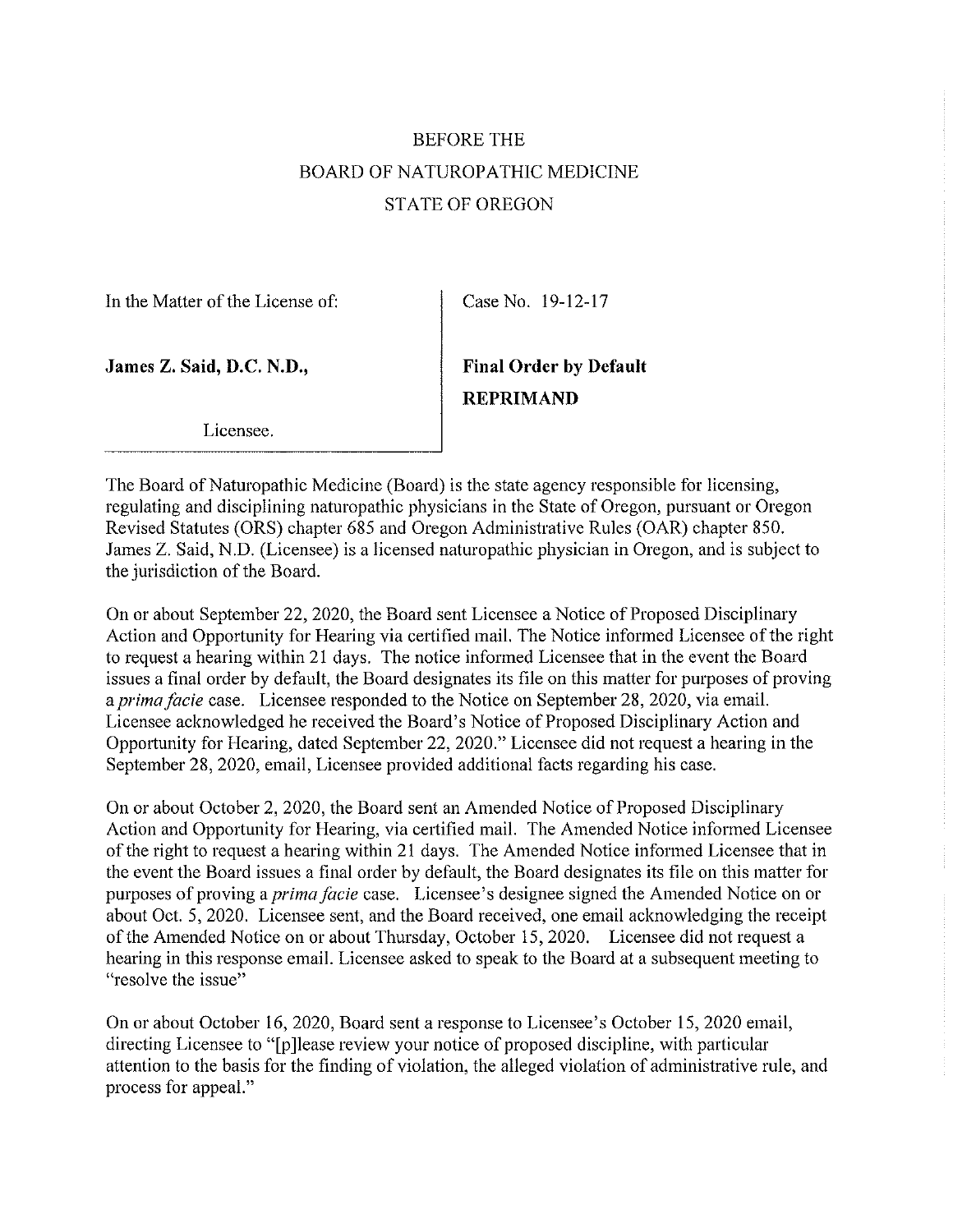BEFORE THE
BOARD OF NATUROPATHIC MEDICINE
STATE OF OREGON

| In the Matter of the License of: | Case No. 19-12-17 |
|---|---|
| **James Z. Said, D.C. N.D.,** | **Final Order by Default** **REPRIMAND** |
| Licensee. | |

The Board of Naturopathic Medicine (Board) is the state agency responsible for licensing, regulating and disciplining naturopathic physicians in the State of Oregon, pursuant or Oregon Revised Statutes (ORS) chapter 685 and Oregon Administrative Rules (OAR) chapter 850. James Z. Said, N.D. (Licensee) is a licensed naturopathic physician in Oregon, and is subject to the jurisdiction of the Board.

On or about September 22, 2020, the Board sent Licensee a Notice of Proposed Disciplinary Action and Opportunity for Hearing via certified mail. The Notice informed Licensee of the right to request a hearing within 21 days. The notice informed Licensee that in the event the Board issues a final order by default, the Board designates its file on this matter for purposes of proving a *prima facie* case. Licensee responded to the Notice on September 28, 2020, via email. Licensee acknowledged he received the Board's Notice of Proposed Disciplinary Action and Opportunity for Hearing, dated September 22, 2020." Licensee did not request a hearing in the September 28, 2020, email, Licensee provided additional facts regarding his case.

On or about October 2, 2020, the Board sent an Amended Notice of Proposed Disciplinary Action and Opportunity for Hearing, via certified mail. The Amended Notice informed Licensee of the right to request a hearing within 21 days. The Amended Notice informed Licensee that in the event the Board issues a final order by default, the Board designates its file on this matter for purposes of proving a *prima facie* case. Licensee's designee signed the Amended Notice on or about Oct. 5, 2020. Licensee sent, and the Board received, one email acknowledging the receipt of the Amended Notice on or about Thursday, October 15, 2020. Licensee did not request a hearing in this response email. Licensee asked to speak to the Board at a subsequent meeting to "resolve the issue"

On or about October 16, 2020, Board sent a response to Licensee's October 15, 2020 email, directing Licensee to "[p]lease review your notice of proposed discipline, with particular attention to the basis for the finding of violation, the alleged violation of administrative rule, and process for appeal."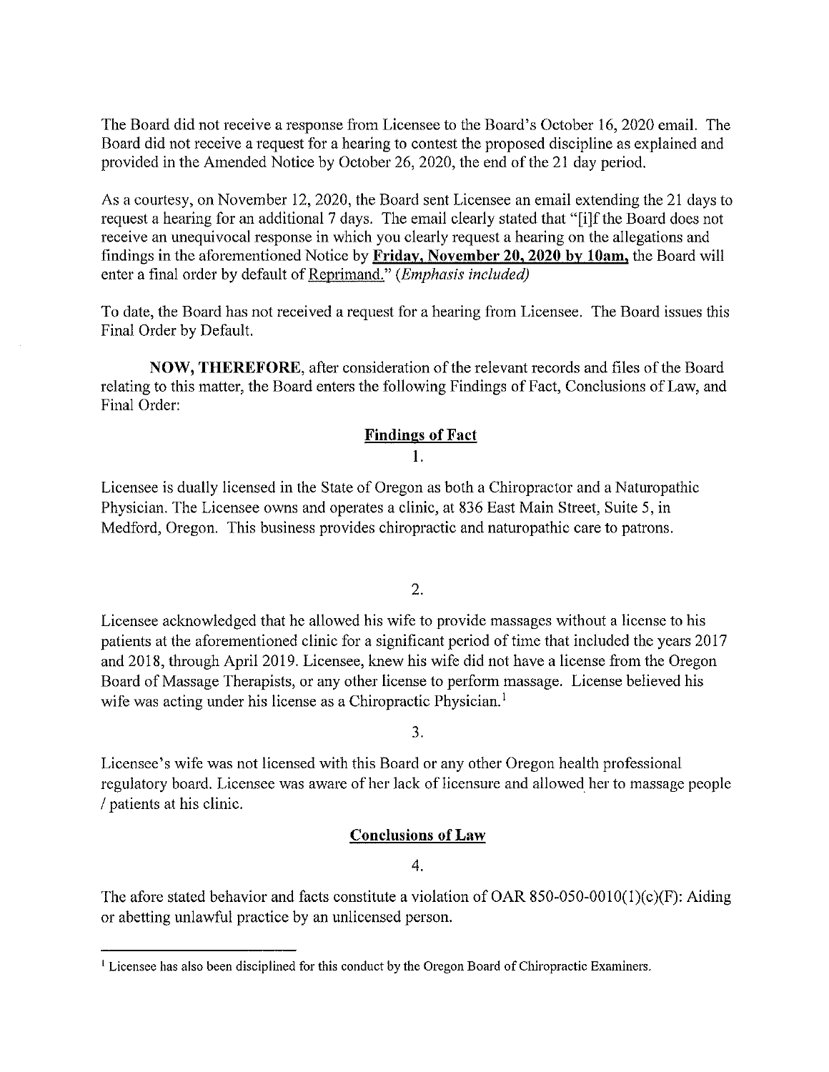The Board did not receive a response from Licensee to the Board's October 16, 2020 email. The Board did not receive a request for a hearing to contest the proposed discipline as explained and provided in the Amended Notice by October 26, 2020, the end of the 21 day period.

As a courtesy, on November 12, 2020, the Board sent Licensee an email extending the 21 days to request a hearing for an additional 7 days. The email clearly stated that "[i]f the Board does not receive an unequivocal response in which you clearly request a hearing on the allegations and findings in the aforementioned Notice by **Friday, November 20, 2020 by 10am,** the Board will enter a final order by default of Reprimand." (*Emphasis included*)

To date, the Board has not received a request for a hearing from Licensee. The Board issues this Final Order by Default.

**NOW, THEREFORE**, after consideration of the relevant records and files of the Board relating to this matter, the Board enters the following Findings of Fact, Conclusions of Law, and Final Order:

## Findings of Fact

1.

Licensee is dually licensed in the State of Oregon as both a Chiropractor and a Naturopathic Physician. The Licensee owns and operates a clinic, at 836 East Main Street, Suite 5, in Medford, Oregon. This business provides chiropractic and naturopathic care to patrons.

2.

Licensee acknowledged that he allowed his wife to provide massages without a license to his patients at the aforementioned clinic for a significant period of time that included the years 2017 and 2018, through April 2019. Licensee, knew his wife did not have a license from the Oregon Board of Massage Therapists, or any other license to perform massage. License believed his wife was acting under his license as a Chiropractic Physician.[1]

3.

Licensee's wife was not licensed with this Board or any other Oregon health professional regulatory board. Licensee was aware of her lack of licensure and allowed her to massage people / patients at his clinic.

## Conclusions of Law

4.

The afore stated behavior and facts constitute a violation of OAR 850-050-0010(1)(c)(F): Aiding or abetting unlawful practice by an unlicensed person.

---

[1] Licensee has also been disciplined for this conduct by the Oregon Board of Chiropractic Examiners.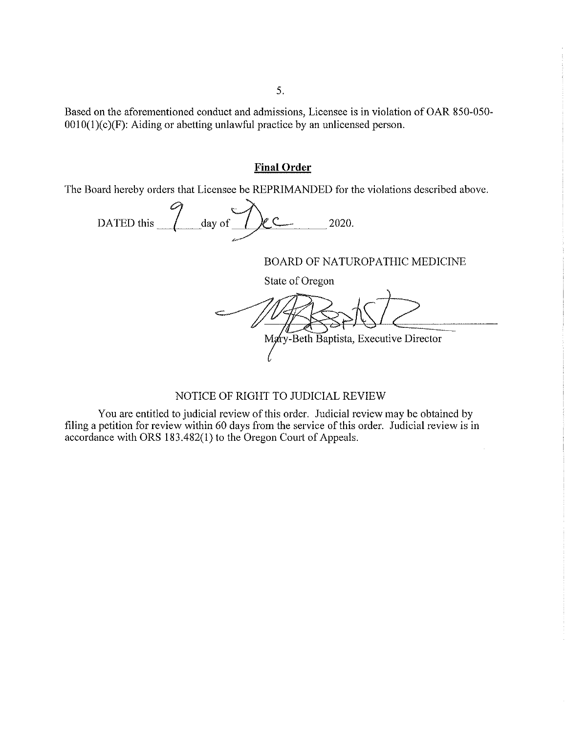5.

Based on the aforementioned conduct and admissions, Licensee is in violation of OAR 850-050-0010(1)(c)(F): Aiding or abetting unlawful practice by an unlicensed person.

**Final Order**

The Board hereby orders that Licensee be REPRIMANDED for the violations described above.

DATED this 7 day of Dec 2020.

BOARD OF NATUROPATHIC MEDICINE

State of Oregon

Mary-Beth Baptista, Executive Director

NOTICE OF RIGHT TO JUDICIAL REVIEW

You are entitled to judicial review of this order. Judicial review may be obtained by filing a petition for review within 60 days from the service of this order. Judicial review is in accordance with ORS 183.482(1) to the Oregon Court of Appeals.